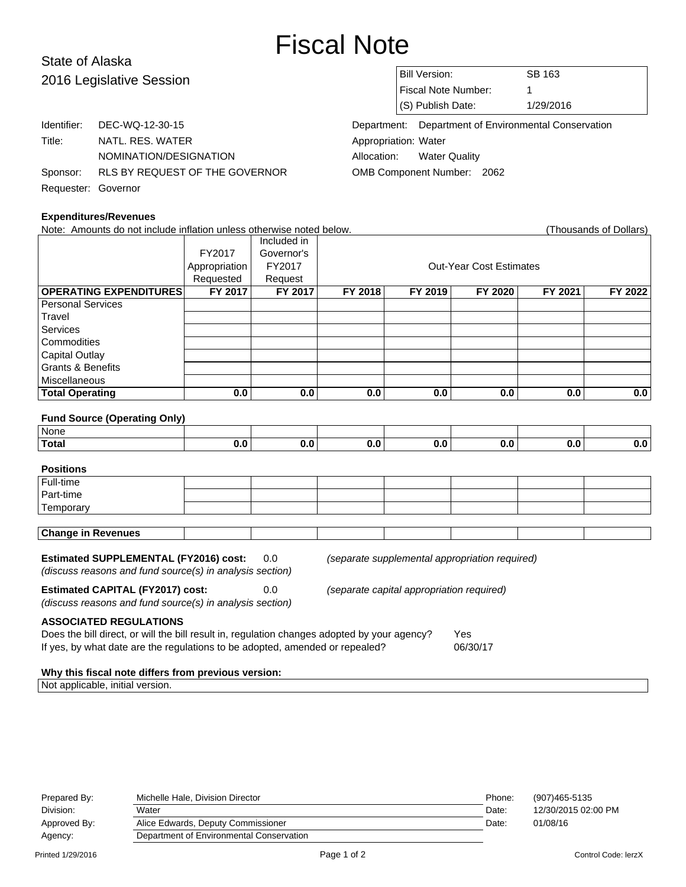# Fiscal Note

State of Alaska
2016 Legislative Session

| | |
|---|---|
| Bill Version: | SB 163 |
| Fiscal Note Number: | 1 |
| (S) Publish Date: | 1/29/2016 |

Identifier: DEC-WQ-12-30-15
Title: NATL. RES. WATER NOMINATION/DESIGNATION
Sponsor: RLS BY REQUEST OF THE GOVERNOR
Requester: Governor

Department: Department of Environmental Conservation
Appropriation: Water
Allocation: Water Quality
OMB Component Number: 2062

**Expenditures/Revenues**

Note: Amounts do not include inflation unless otherwise noted below. (Thousands of Dollars)

| | FY2017 Appropriation Requested | Included in Governor's FY2017 Request | Out-Year Cost Estimates | | | | |
|---|---|---|---|---|---|---|---|
| **OPERATING EXPENDITURES** | **FY 2017** | **FY 2017** | **FY 2018** | **FY 2019** | **FY 2020** | **FY 2021** | **FY 2022** |
| Personal Services | | | | | | | |
| Travel | | | | | | | |
| Services | | | | | | | |
| Commodities | | | | | | | |
| Capital Outlay | | | | | | | |
| Grants & Benefits | | | | | | | |
| Miscellaneous | | | | | | | |
| **Total Operating** | **0.0** | **0.0** | **0.0** | **0.0** | **0.0** | **0.0** | **0.0** |

**Fund Source (Operating Only)**

| | | | | | | | |
|---|---|---|---|---|---|---|---|
| None | | | | | | | |
| **Total** | **0.0** | **0.0** | **0.0** | **0.0** | **0.0** | **0.0** | **0.0** |

**Positions**

| | | | | | | | |
|---|---|---|---|---|---|---|---|
| Full-time | | | | | | | |
| Part-time | | | | | | | |
| Temporary | | | | | | | |

| | | | | | | | |
|---|---|---|---|---|---|---|---|
| **Change in Revenues** | | | | | | | |

**Estimated SUPPLEMENTAL (FY2016) cost:** 0.0 *(separate supplemental appropriation required)*
*(discuss reasons and fund source(s) in analysis section)*

**Estimated CAPITAL (FY2017) cost:** 0.0 *(separate capital appropriation required)*
*(discuss reasons and fund source(s) in analysis section)*

**ASSOCIATED REGULATIONS**

Does the bill direct, or will the bill result in, regulation changes adopted by your agency? Yes
If yes, by what date are the regulations to be adopted, amended or repealed? 06/30/17

**Why this fiscal note differs from previous version:**

Not applicable, initial version.

| | | | |
|---|---|---|---|
| Prepared By: | Michelle Hale, Division Director | Phone: | (907)465-5135 |
| Division: | Water | Date: | 12/30/2015 02:00 PM |
| Approved By: | Alice Edwards, Deputy Commissioner | Date: | 01/08/16 |
| Agency: | Department of Environmental Conservation | | |

Printed 1/29/2016 Control Code: lerzX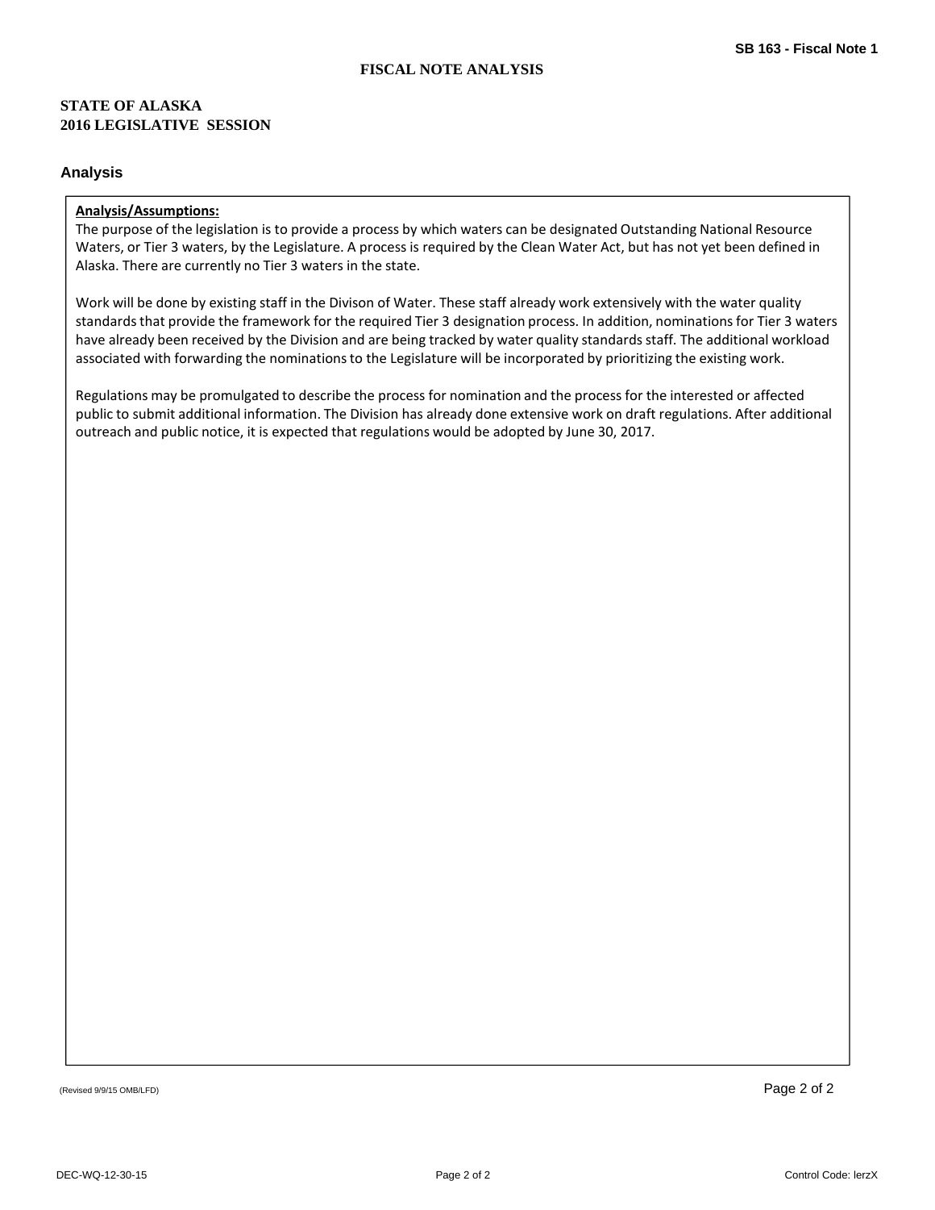**FISCAL NOTE ANALYSIS**

**STATE OF ALASKA**
**2016 LEGISLATIVE SESSION**

## Analysis

**Analysis/Assumptions:**

The purpose of the legislation is to provide a process by which waters can be designated Outstanding National Resource Waters, or Tier 3 waters, by the Legislature. A process is required by the Clean Water Act, but has not yet been defined in Alaska. There are currently no Tier 3 waters in the state.

Work will be done by existing staff in the Divison of Water. These staff already work extensively with the water quality standards that provide the framework for the required Tier 3 designation process. In addition, nominations for Tier 3 waters have already been received by the Division and are being tracked by water quality standards staff. The additional workload associated with forwarding the nominations to the Legislature will be incorporated by prioritizing the existing work.

Regulations may be promulgated to describe the process for nomination and the process for the interested or affected public to submit additional information. The Division has already done extensive work on draft regulations. After additional outreach and public notice, it is expected that regulations would be adopted by June 30, 2017.